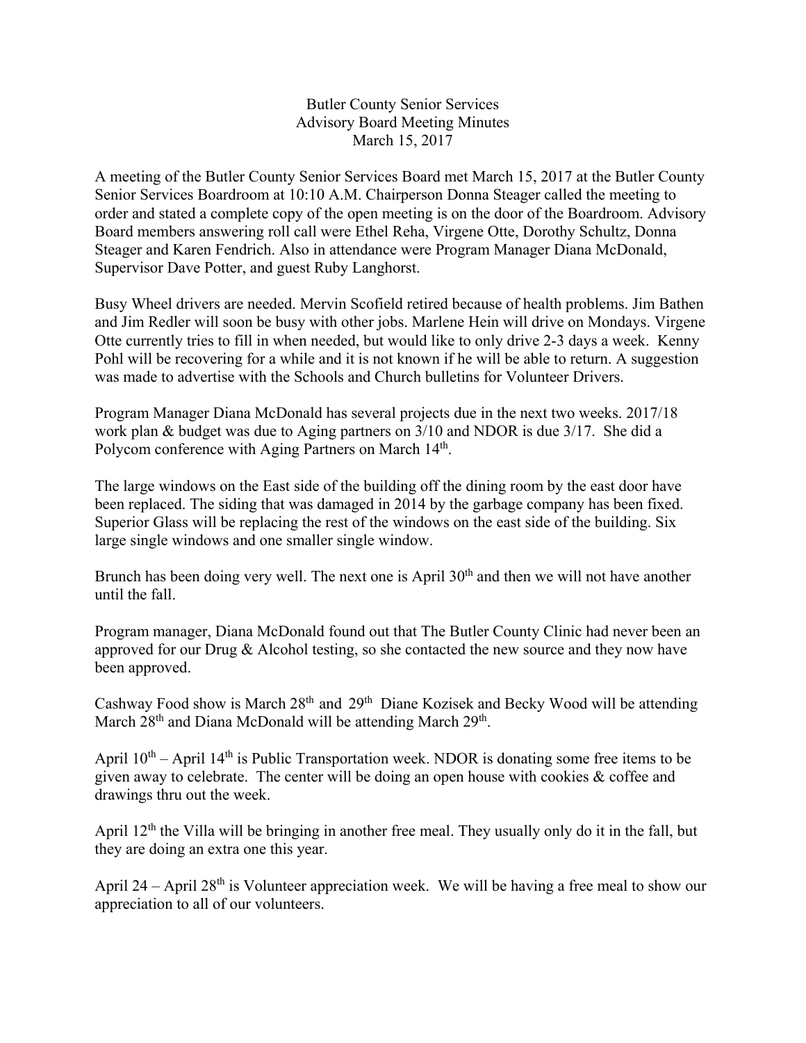Butler County Senior Services
Advisory Board Meeting Minutes
March 15, 2017

A meeting of the Butler County Senior Services Board met March 15, 2017 at the Butler County Senior Services Boardroom at 10:10 A.M. Chairperson Donna Steager called the meeting to order and stated a complete copy of the open meeting is on the door of the Boardroom. Advisory Board members answering roll call were Ethel Reha, Virgene Otte, Dorothy Schultz, Donna Steager and Karen Fendrich. Also in attendance were Program Manager Diana McDonald, Supervisor Dave Potter, and guest Ruby Langhorst.

Busy Wheel drivers are needed. Mervin Scofield retired because of health problems. Jim Bathen and Jim Redler will soon be busy with other jobs. Marlene Hein will drive on Mondays. Virgene Otte currently tries to fill in when needed, but would like to only drive 2-3 days a week. Kenny Pohl will be recovering for a while and it is not known if he will be able to return. A suggestion was made to advertise with the Schools and Church bulletins for Volunteer Drivers.

Program Manager Diana McDonald has several projects due in the next two weeks. 2017/18 work plan & budget was due to Aging partners on 3/10 and NDOR is due 3/17. She did a Polycom conference with Aging Partners on March 14th.

The large windows on the East side of the building off the dining room by the east door have been replaced. The siding that was damaged in 2014 by the garbage company has been fixed. Superior Glass will be replacing the rest of the windows on the east side of the building. Six large single windows and one smaller single window.

Brunch has been doing very well. The next one is April 30th and then we will not have another until the fall.

Program manager, Diana McDonald found out that The Butler County Clinic had never been an approved for our Drug & Alcohol testing, so she contacted the new source and they now have been approved.

Cashway Food show is March 28th and 29th Diane Kozisek and Becky Wood will be attending March 28th and Diana McDonald will be attending March 29th.

April 10th – April 14th is Public Transportation week. NDOR is donating some free items to be given away to celebrate. The center will be doing an open house with cookies & coffee and drawings thru out the week.

April 12th the Villa will be bringing in another free meal. They usually only do it in the fall, but they are doing an extra one this year.

April 24 – April 28th is Volunteer appreciation week. We will be having a free meal to show our appreciation to all of our volunteers.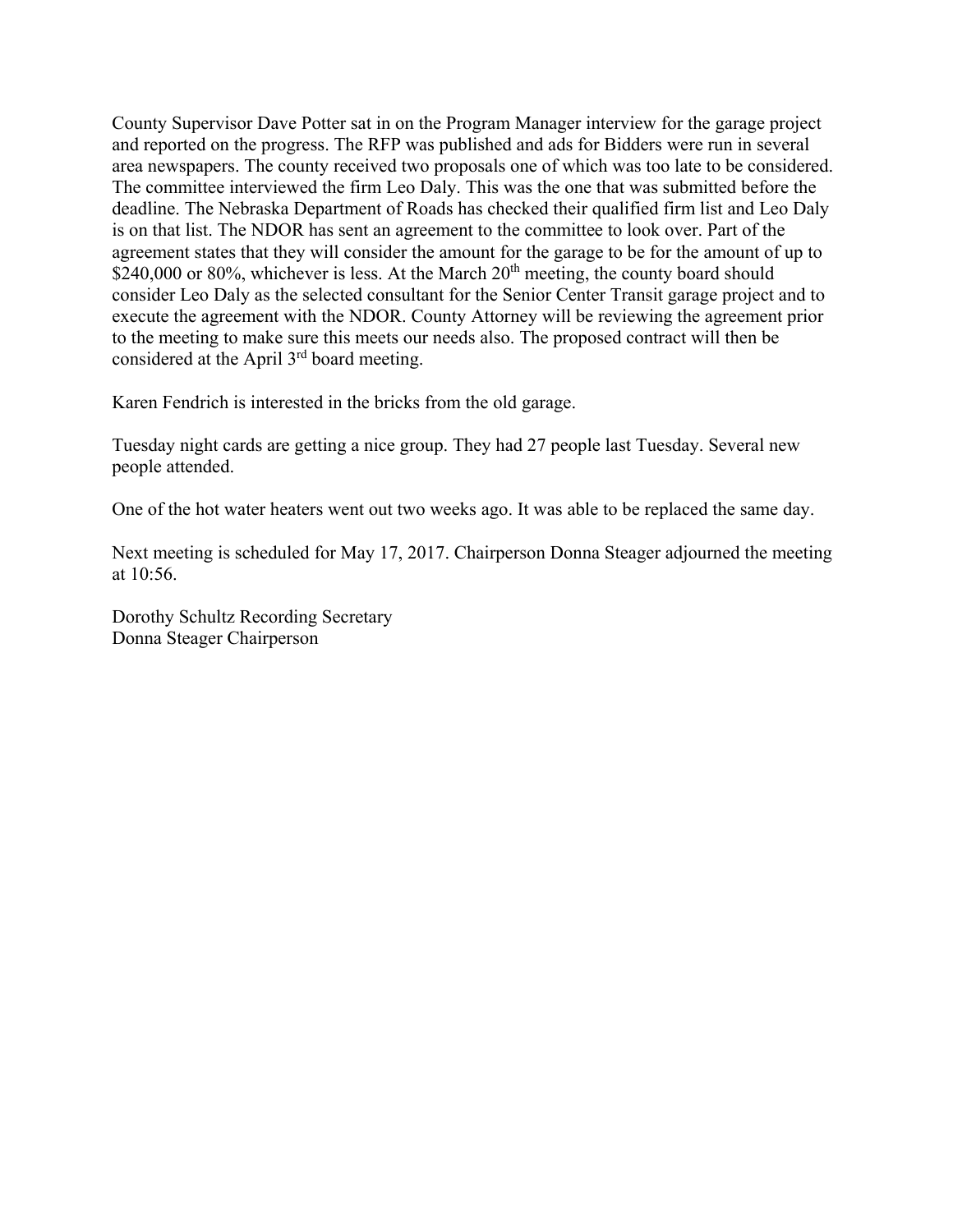County Supervisor Dave Potter sat in on the Program Manager interview for the garage project and reported on the progress. The RFP was published and ads for Bidders were run in several area newspapers. The county received two proposals one of which was too late to be considered. The committee interviewed the firm Leo Daly. This was the one that was submitted before the deadline. The Nebraska Department of Roads has checked their qualified firm list and Leo Daly is on that list. The NDOR has sent an agreement to the committee to look over. Part of the agreement states that they will consider the amount for the garage to be for the amount of up to $240,000 or 80%, whichever is less. At the March 20th meeting, the county board should consider Leo Daly as the selected consultant for the Senior Center Transit garage project and to execute the agreement with the NDOR. County Attorney will be reviewing the agreement prior to the meeting to make sure this meets our needs also. The proposed contract will then be considered at the April 3rd board meeting.

Karen Fendrich is interested in the bricks from the old garage.

Tuesday night cards are getting a nice group. They had 27 people last Tuesday. Several new people attended.

One of the hot water heaters went out two weeks ago. It was able to be replaced the same day.

Next meeting is scheduled for May 17, 2017. Chairperson Donna Steager adjourned the meeting at 10:56.

Dorothy Schultz Recording Secretary
Donna Steager Chairperson